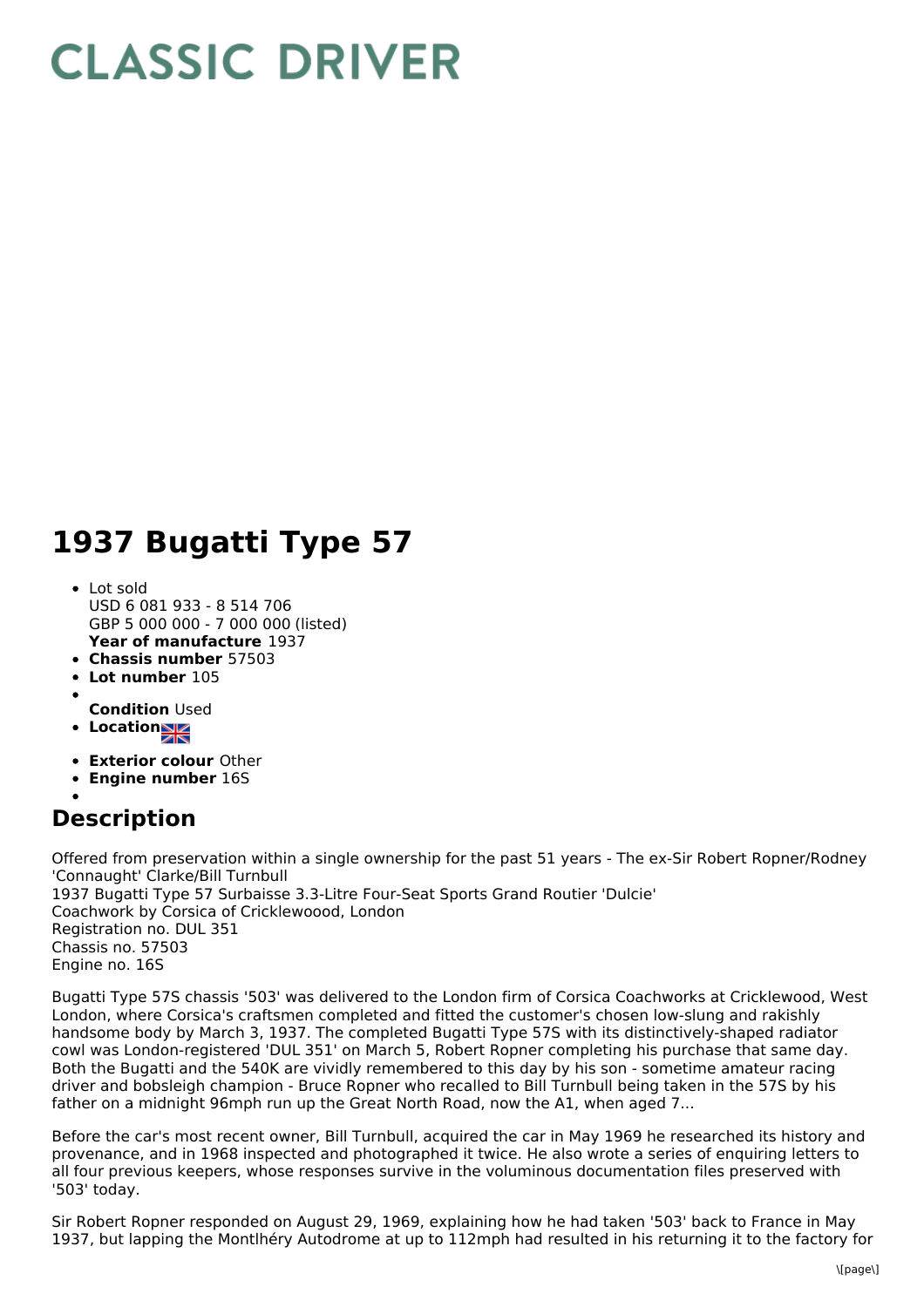# CLASSIC DRIVER

# 1937 Bugatti Type 57

- Lot sold
  USD 6 081 933 - 8 514 706
  GBP 5 000 000 - 7 000 000 (listed)
  **Year of manufacture** 1937
- **Chassis number** 57503
- **Lot number** 105
- **Condition** Used
- **Location**
- **Exterior colour** Other
- **Engine number** 16S

## Description

Offered from preservation within a single ownership for the past 51 years - The ex-Sir Robert Ropner/Rodney 'Connaught' Clarke/Bill Turnbull
1937 Bugatti Type 57 Surbaisse 3.3-Litre Four-Seat Sports Grand Routier 'Dulcie'
Coachwork by Corsica of Cricklewoood, London
Registration no. DUL 351
Chassis no. 57503
Engine no. 16S

Bugatti Type 57S chassis '503' was delivered to the London firm of Corsica Coachworks at Cricklewood, West London, where Corsica's craftsmen completed and fitted the customer's chosen low-slung and rakishly handsome body by March 3, 1937. The completed Bugatti Type 57S with its distinctively-shaped radiator cowl was London-registered 'DUL 351' on March 5, Robert Ropner completing his purchase that same day. Both the Bugatti and the 540K are vividly remembered to this day by his son - sometime amateur racing driver and bobsleigh champion - Bruce Ropner who recalled to Bill Turnbull being taken in the 57S by his father on a midnight 96mph run up the Great North Road, now the A1, when aged 7...

Before the car's most recent owner, Bill Turnbull, acquired the car in May 1969 he researched its history and provenance, and in 1968 inspected and photographed it twice. He also wrote a series of enquiring letters to all four previous keepers, whose responses survive in the voluminous documentation files preserved with '503' today.

Sir Robert Ropner responded on August 29, 1969, explaining how he had taken '503' back to France in May 1937, but lapping the Montlhéry Autodrome at up to 112mph had resulted in his returning it to the factory for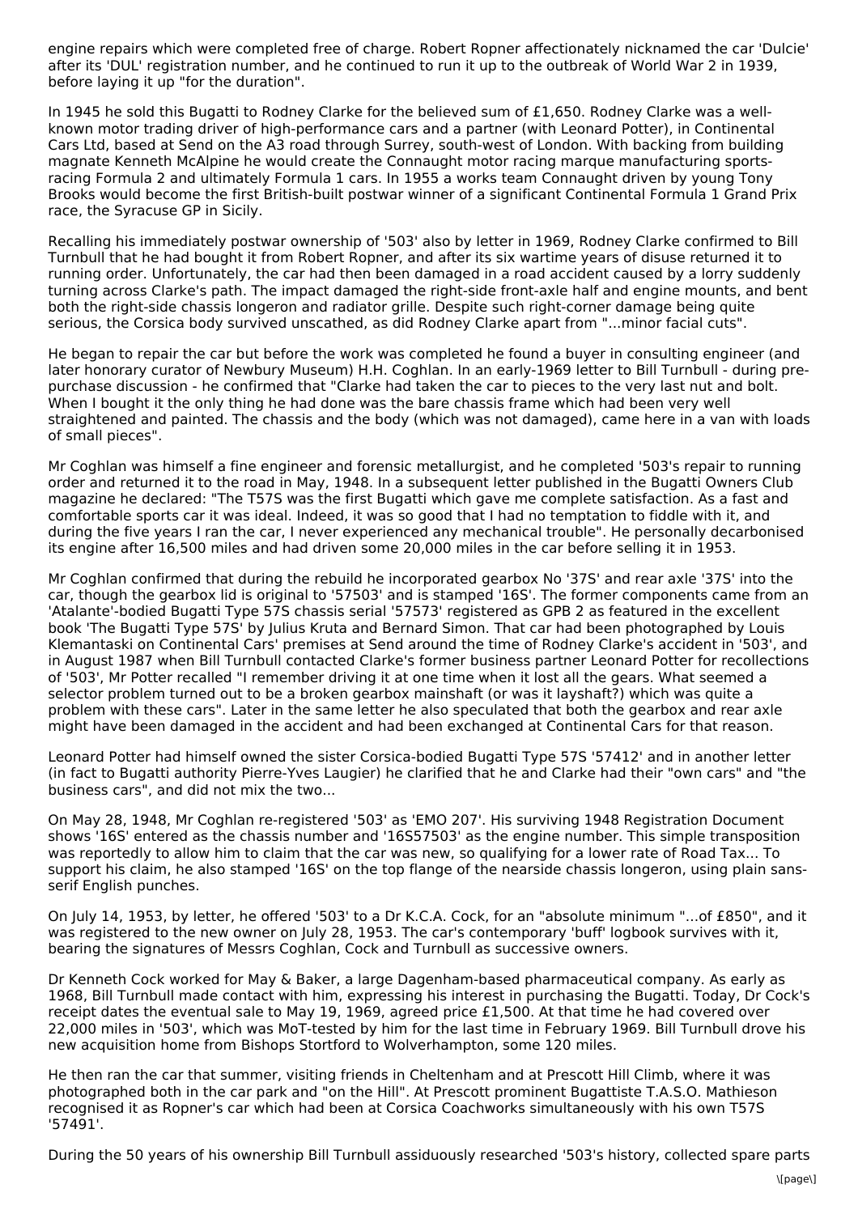engine repairs which were completed free of charge. Robert Ropner affectionately nicknamed the car 'Dulcie' after its 'DUL' registration number, and he continued to run it up to the outbreak of World War 2 in 1939, before laying it up "for the duration".

In 1945 he sold this Bugatti to Rodney Clarke for the believed sum of £1,650. Rodney Clarke was a well-known motor trading driver of high-performance cars and a partner (with Leonard Potter), in Continental Cars Ltd, based at Send on the A3 road through Surrey, south-west of London. With backing from building magnate Kenneth McAlpine he would create the Connaught motor racing marque manufacturing sports-racing Formula 2 and ultimately Formula 1 cars. In 1955 a works team Connaught driven by young Tony Brooks would become the first British-built postwar winner of a significant Continental Formula 1 Grand Prix race, the Syracuse GP in Sicily.

Recalling his immediately postwar ownership of '503' also by letter in 1969, Rodney Clarke confirmed to Bill Turnbull that he had bought it from Robert Ropner, and after its six wartime years of disuse returned it to running order. Unfortunately, the car had then been damaged in a road accident caused by a lorry suddenly turning across Clarke's path. The impact damaged the right-side front-axle half and engine mounts, and bent both the right-side chassis longeron and radiator grille. Despite such right-corner damage being quite serious, the Corsica body survived unscathed, as did Rodney Clarke apart from "...minor facial cuts".

He began to repair the car but before the work was completed he found a buyer in consulting engineer (and later honorary curator of Newbury Museum) H.H. Coghlan. In an early-1969 letter to Bill Turnbull - during pre-purchase discussion - he confirmed that "Clarke had taken the car to pieces to the very last nut and bolt. When I bought it the only thing he had done was the bare chassis frame which had been very well straightened and painted. The chassis and the body (which was not damaged), came here in a van with loads of small pieces".

Mr Coghlan was himself a fine engineer and forensic metallurgist, and he completed '503's repair to running order and returned it to the road in May, 1948. In a subsequent letter published in the Bugatti Owners Club magazine he declared: "The T57S was the first Bugatti which gave me complete satisfaction. As a fast and comfortable sports car it was ideal. Indeed, it was so good that I had no temptation to fiddle with it, and during the five years I ran the car, I never experienced any mechanical trouble". He personally decarbonised its engine after 16,500 miles and had driven some 20,000 miles in the car before selling it in 1953.

Mr Coghlan confirmed that during the rebuild he incorporated gearbox No '37S' and rear axle '37S' into the car, though the gearbox lid is original to '57503' and is stamped '16S'. The former components came from an 'Atalante'-bodied Bugatti Type 57S chassis serial '57573' registered as GPB 2 as featured in the excellent book 'The Bugatti Type 57S' by Julius Kruta and Bernard Simon. That car had been photographed by Louis Klemantaski on Continental Cars' premises at Send around the time of Rodney Clarke's accident in '503', and in August 1987 when Bill Turnbull contacted Clarke's former business partner Leonard Potter for recollections of '503', Mr Potter recalled "I remember driving it at one time when it lost all the gears. What seemed a selector problem turned out to be a broken gearbox mainshaft (or was it layshaft?) which was quite a problem with these cars". Later in the same letter he also speculated that both the gearbox and rear axle might have been damaged in the accident and had been exchanged at Continental Cars for that reason.

Leonard Potter had himself owned the sister Corsica-bodied Bugatti Type 57S '57412' and in another letter (in fact to Bugatti authority Pierre-Yves Laugier) he clarified that he and Clarke had their "own cars" and "the business cars", and did not mix the two...

On May 28, 1948, Mr Coghlan re-registered '503' as 'EMO 207'. His surviving 1948 Registration Document shows '16S' entered as the chassis number and '16S57503' as the engine number. This simple transposition was reportedly to allow him to claim that the car was new, so qualifying for a lower rate of Road Tax... To support his claim, he also stamped '16S' on the top flange of the nearside chassis longeron, using plain sans-serif English punches.

On July 14, 1953, by letter, he offered '503' to a Dr K.C.A. Cock, for an "absolute minimum "...of £850", and it was registered to the new owner on July 28, 1953. The car's contemporary 'buff' logbook survives with it, bearing the signatures of Messrs Coghlan, Cock and Turnbull as successive owners.

Dr Kenneth Cock worked for May & Baker, a large Dagenham-based pharmaceutical company. As early as 1968, Bill Turnbull made contact with him, expressing his interest in purchasing the Bugatti. Today, Dr Cock's receipt dates the eventual sale to May 19, 1969, agreed price £1,500. At that time he had covered over 22,000 miles in '503', which was MoT-tested by him for the last time in February 1969. Bill Turnbull drove his new acquisition home from Bishops Stortford to Wolverhampton, some 120 miles.

He then ran the car that summer, visiting friends in Cheltenham and at Prescott Hill Climb, where it was photographed both in the car park and "on the Hill". At Prescott prominent Bugattiste T.A.S.O. Mathieson recognised it as Ropner's car which had been at Corsica Coachworks simultaneously with his own T57S '57491'.

During the 50 years of his ownership Bill Turnbull assiduously researched '503's history, collected spare parts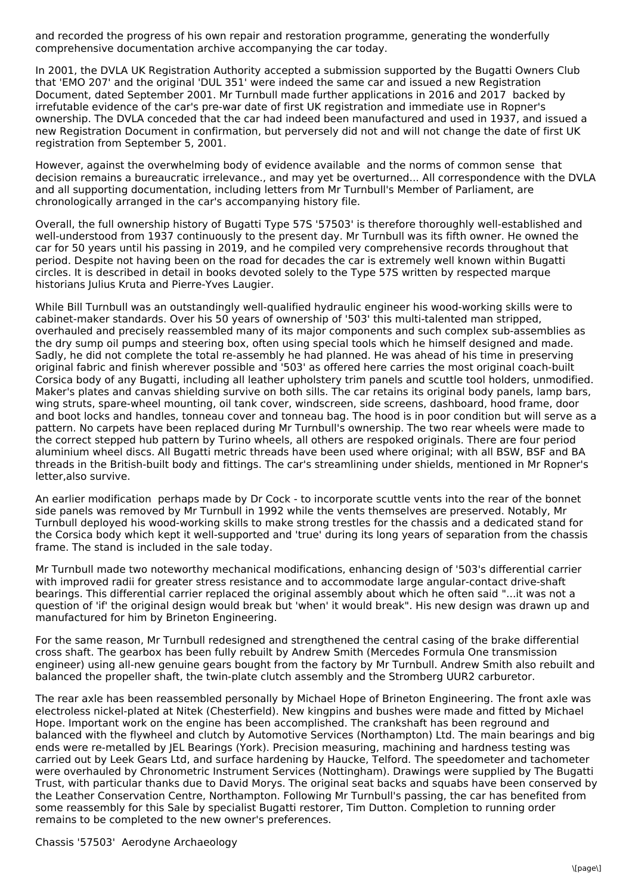and recorded the progress of his own repair and restoration programme, generating the wonderfully comprehensive documentation archive accompanying the car today.

In 2001, the DVLA UK Registration Authority accepted a submission supported by the Bugatti Owners Club that 'EMO 207' and the original 'DUL 351' were indeed the same car and issued a new Registration Document, dated September 2001. Mr Turnbull made further applications in 2016 and 2017 backed by irrefutable evidence of the car's pre-war date of first UK registration and immediate use in Ropner's ownership. The DVLA conceded that the car had indeed been manufactured and used in 1937, and issued a new Registration Document in confirmation, but perversely did not and will not change the date of first UK registration from September 5, 2001.

However, against the overwhelming body of evidence available and the norms of common sense that decision remains a bureaucratic irrelevance., and may yet be overturned... All correspondence with the DVLA and all supporting documentation, including letters from Mr Turnbull's Member of Parliament, are chronologically arranged in the car's accompanying history file.

Overall, the full ownership history of Bugatti Type 57S '57503' is therefore thoroughly well-established and well-understood from 1937 continuously to the present day. Mr Turnbull was its fifth owner. He owned the car for 50 years until his passing in 2019, and he compiled very comprehensive records throughout that period. Despite not having been on the road for decades the car is extremely well known within Bugatti circles. It is described in detail in books devoted solely to the Type 57S written by respected marque historians Julius Kruta and Pierre-Yves Laugier.

While Bill Turnbull was an outstandingly well-qualified hydraulic engineer his wood-working skills were to cabinet-maker standards. Over his 50 years of ownership of '503' this multi-talented man stripped, overhauled and precisely reassembled many of its major components and such complex sub-assemblies as the dry sump oil pumps and steering box, often using special tools which he himself designed and made. Sadly, he did not complete the total re-assembly he had planned. He was ahead of his time in preserving original fabric and finish wherever possible and '503' as offered here carries the most original coach-built Corsica body of any Bugatti, including all leather upholstery trim panels and scuttle tool holders, unmodified. Maker's plates and canvas shielding survive on both sills. The car retains its original body panels, lamp bars, wing struts, spare-wheel mounting, oil tank cover, windscreen, side screens, dashboard, hood frame, door and boot locks and handles, tonneau cover and tonneau bag. The hood is in poor condition but will serve as a pattern. No carpets have been replaced during Mr Turnbull's ownership. The two rear wheels were made to the correct stepped hub pattern by Turino wheels, all others are respoked originals. There are four period aluminium wheel discs. All Bugatti metric threads have been used where original; with all BSW, BSF and BA threads in the British-built body and fittings. The car's streamlining under shields, mentioned in Mr Ropner's letter,also survive.

An earlier modification perhaps made by Dr Cock - to incorporate scuttle vents into the rear of the bonnet side panels was removed by Mr Turnbull in 1992 while the vents themselves are preserved. Notably, Mr Turnbull deployed his wood-working skills to make strong trestles for the chassis and a dedicated stand for the Corsica body which kept it well-supported and 'true' during its long years of separation from the chassis frame. The stand is included in the sale today.

Mr Turnbull made two noteworthy mechanical modifications, enhancing design of '503's differential carrier with improved radii for greater stress resistance and to accommodate large angular-contact drive-shaft bearings. This differential carrier replaced the original assembly about which he often said "...it was not a question of 'if' the original design would break but 'when' it would break". His new design was drawn up and manufactured for him by Brineton Engineering.

For the same reason, Mr Turnbull redesigned and strengthened the central casing of the brake differential cross shaft. The gearbox has been fully rebuilt by Andrew Smith (Mercedes Formula One transmission engineer) using all-new genuine gears bought from the factory by Mr Turnbull. Andrew Smith also rebuilt and balanced the propeller shaft, the twin-plate clutch assembly and the Stromberg UUR2 carburetor.

The rear axle has been reassembled personally by Michael Hope of Brineton Engineering. The front axle was electroless nickel-plated at Nitek (Chesterfield). New kingpins and bushes were made and fitted by Michael Hope. Important work on the engine has been accomplished. The crankshaft has been reground and balanced with the flywheel and clutch by Automotive Services (Northampton) Ltd. The main bearings and big ends were re-metalled by JEL Bearings (York). Precision measuring, machining and hardness testing was carried out by Leek Gears Ltd, and surface hardening by Haucke, Telford. The speedometer and tachometer were overhauled by Chronometric Instrument Services (Nottingham). Drawings were supplied by The Bugatti Trust, with particular thanks due to David Morys. The original seat backs and squabs have been conserved by the Leather Conservation Centre, Northampton. Following Mr Turnbull's passing, the car has benefited from some reassembly for this Sale by specialist Bugatti restorer, Tim Dutton. Completion to running order remains to be completed to the new owner's preferences.

Chassis '57503' Aerodyne Archaeology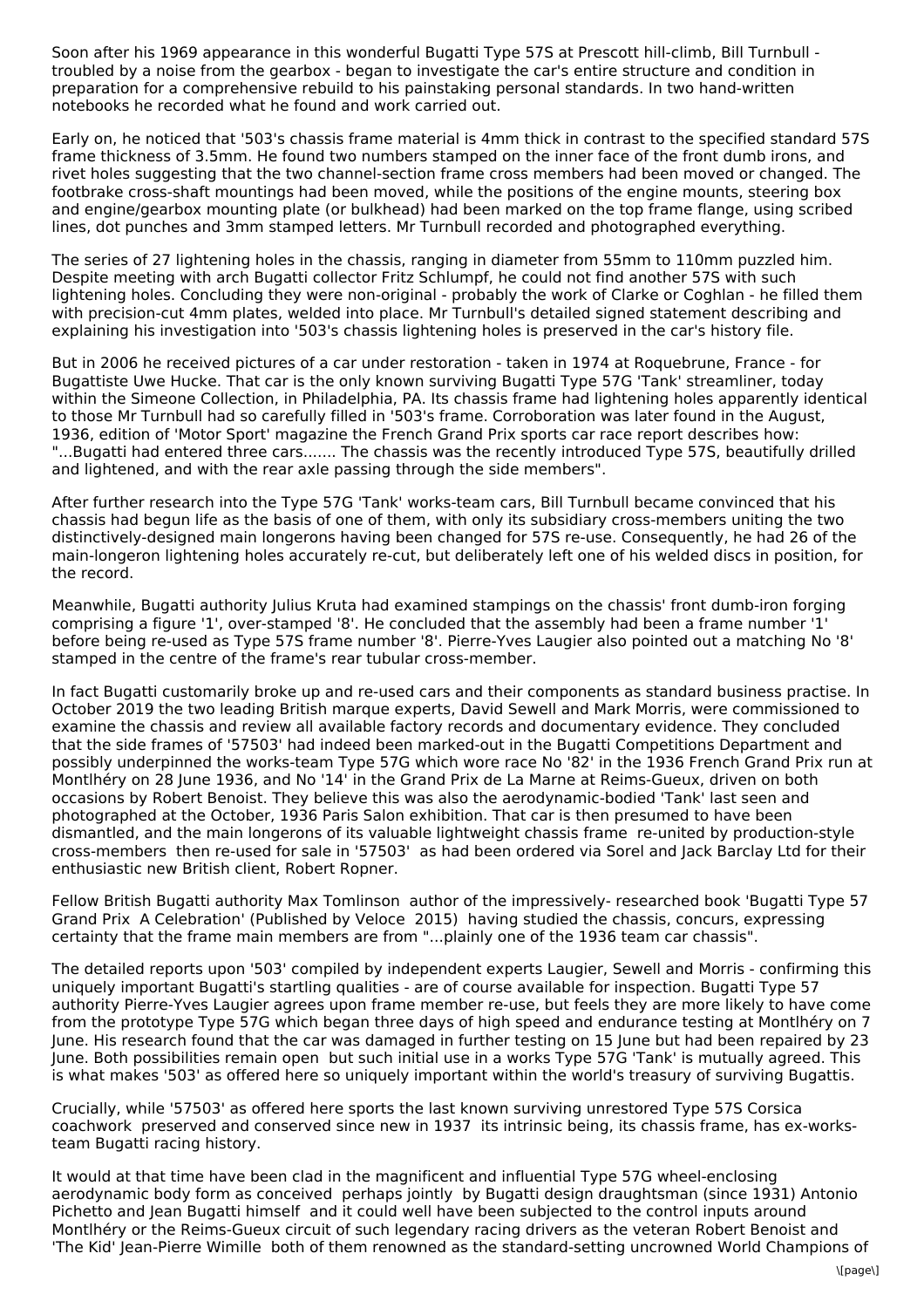Soon after his 1969 appearance in this wonderful Bugatti Type 57S at Prescott hill-climb, Bill Turnbull - troubled by a noise from the gearbox - began to investigate the car's entire structure and condition in preparation for a comprehensive rebuild to his painstaking personal standards. In two hand-written notebooks he recorded what he found and work carried out.

Early on, he noticed that '503's chassis frame material is 4mm thick in contrast to the specified standard 57S frame thickness of 3.5mm. He found two numbers stamped on the inner face of the front dumb irons, and rivet holes suggesting that the two channel-section frame cross members had been moved or changed. The footbrake cross-shaft mountings had been moved, while the positions of the engine mounts, steering box and engine/gearbox mounting plate (or bulkhead) had been marked on the top frame flange, using scribed lines, dot punches and 3mm stamped letters. Mr Turnbull recorded and photographed everything.

The series of 27 lightening holes in the chassis, ranging in diameter from 55mm to 110mm puzzled him. Despite meeting with arch Bugatti collector Fritz Schlumpf, he could not find another 57S with such lightening holes. Concluding they were non-original - probably the work of Clarke or Coghlan - he filled them with precision-cut 4mm plates, welded into place. Mr Turnbull's detailed signed statement describing and explaining his investigation into '503's chassis lightening holes is preserved in the car's history file.

But in 2006 he received pictures of a car under restoration - taken in 1974 at Roquebrune, France - for Bugattiste Uwe Hucke. That car is the only known surviving Bugatti Type 57G 'Tank' streamliner, today within the Simeone Collection, in Philadelphia, PA. Its chassis frame had lightening holes apparently identical to those Mr Turnbull had so carefully filled in '503's frame. Corroboration was later found in the August, 1936, edition of 'Motor Sport' magazine the French Grand Prix sports car race report describes how: "...Bugatti had entered three cars....... The chassis was the recently introduced Type 57S, beautifully drilled and lightened, and with the rear axle passing through the side members".

After further research into the Type 57G 'Tank' works-team cars, Bill Turnbull became convinced that his chassis had begun life as the basis of one of them, with only its subsidiary cross-members uniting the two distinctively-designed main longerons having been changed for 57S re-use. Consequently, he had 26 of the main-longeron lightening holes accurately re-cut, but deliberately left one of his welded discs in position, for the record.

Meanwhile, Bugatti authority Julius Kruta had examined stampings on the chassis' front dumb-iron forging comprising a figure '1', over-stamped '8'. He concluded that the assembly had been a frame number '1' before being re-used as Type 57S frame number '8'. Pierre-Yves Laugier also pointed out a matching No '8' stamped in the centre of the frame's rear tubular cross-member.

In fact Bugatti customarily broke up and re-used cars and their components as standard business practise. In October 2019 the two leading British marque experts, David Sewell and Mark Morris, were commissioned to examine the chassis and review all available factory records and documentary evidence. They concluded that the side frames of '57503' had indeed been marked-out in the Bugatti Competitions Department and possibly underpinned the works-team Type 57G which wore race No '82' in the 1936 French Grand Prix run at Montlhéry on 28 June 1936, and No '14' in the Grand Prix de La Marne at Reims-Gueux, driven on both occasions by Robert Benoist. They believe this was also the aerodynamic-bodied 'Tank' last seen and photographed at the October, 1936 Paris Salon exhibition. That car is then presumed to have been dismantled, and the main longerons of its valuable lightweight chassis frame re-united by production-style cross-members then re-used for sale in '57503' as had been ordered via Sorel and Jack Barclay Ltd for their enthusiastic new British client, Robert Ropner.

Fellow British Bugatti authority Max Tomlinson author of the impressively- researched book 'Bugatti Type 57 Grand Prix A Celebration' (Published by Veloce 2015) having studied the chassis, concurs, expressing certainty that the frame main members are from "...plainly one of the 1936 team car chassis".

The detailed reports upon '503' compiled by independent experts Laugier, Sewell and Morris - confirming this uniquely important Bugatti's startling qualities - are of course available for inspection. Bugatti Type 57 authority Pierre-Yves Laugier agrees upon frame member re-use, but feels they are more likely to have come from the prototype Type 57G which began three days of high speed and endurance testing at Montlhéry on 7 June. His research found that the car was damaged in further testing on 15 June but had been repaired by 23 June. Both possibilities remain open but such initial use in a works Type 57G 'Tank' is mutually agreed. This is what makes '503' as offered here so uniquely important within the world's treasury of surviving Bugattis.

Crucially, while '57503' as offered here sports the last known surviving unrestored Type 57S Corsica coachwork preserved and conserved since new in 1937 its intrinsic being, its chassis frame, has ex-works-team Bugatti racing history.

It would at that time have been clad in the magnificent and influential Type 57G wheel-enclosing aerodynamic body form as conceived perhaps jointly by Bugatti design draughtsman (since 1931) Antonio Pichetto and Jean Bugatti himself and it could well have been subjected to the control inputs around Montlhéry or the Reims-Gueux circuit of such legendary racing drivers as the veteran Robert Benoist and 'The Kid' Jean-Pierre Wimille both of them renowned as the standard-setting uncrowned World Champions of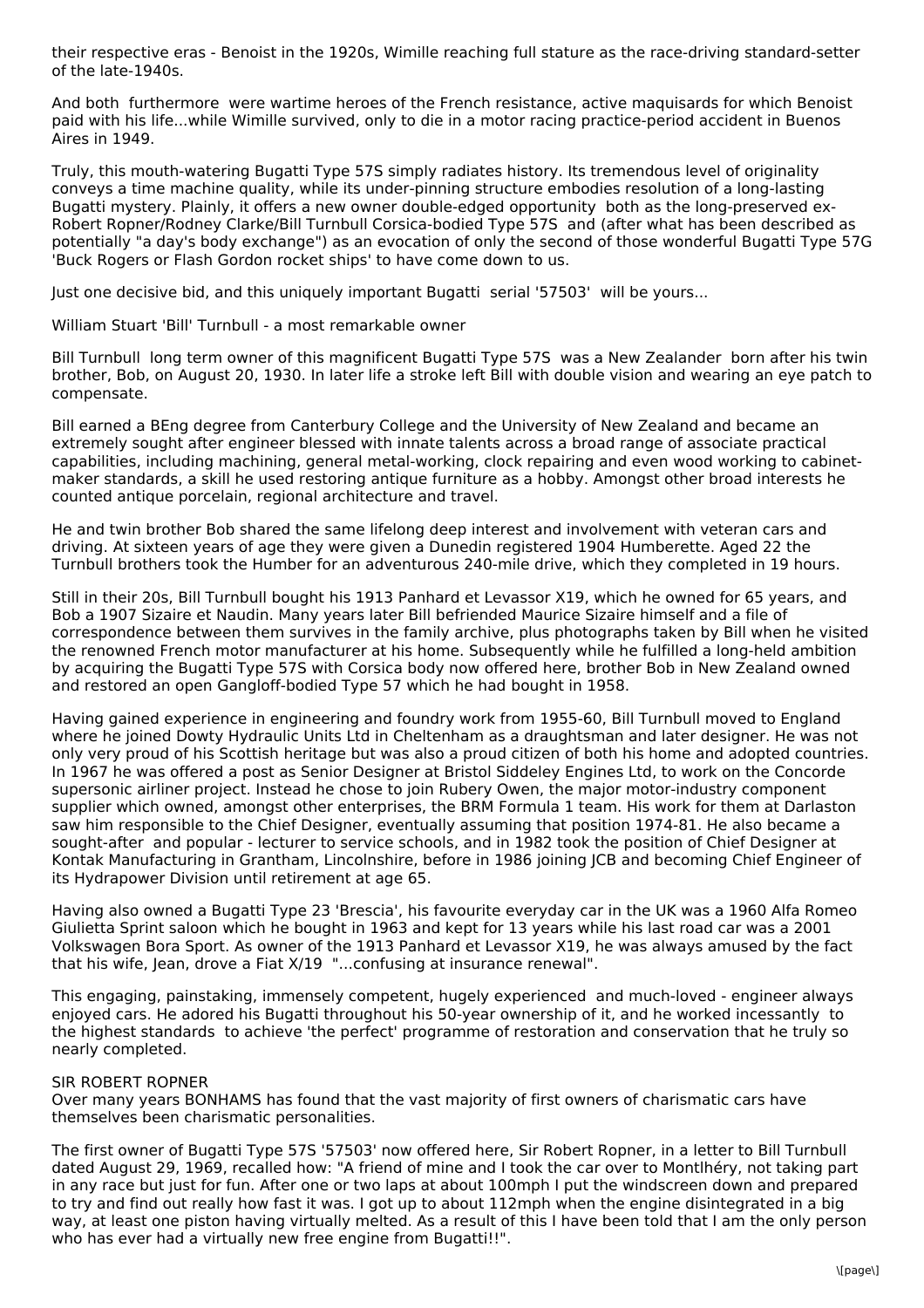their respective eras - Benoist in the 1920s, Wimille reaching full stature as the race-driving standard-setter of the late-1940s.

And both furthermore were wartime heroes of the French resistance, active maquisards for which Benoist paid with his life...while Wimille survived, only to die in a motor racing practice-period accident in Buenos Aires in 1949.

Truly, this mouth-watering Bugatti Type 57S simply radiates history. Its tremendous level of originality conveys a time machine quality, while its under-pinning structure embodies resolution of a long-lasting Bugatti mystery. Plainly, it offers a new owner double-edged opportunity both as the long-preserved ex-Robert Ropner/Rodney Clarke/Bill Turnbull Corsica-bodied Type 57S and (after what has been described as potentially "a day's body exchange") as an evocation of only the second of those wonderful Bugatti Type 57G 'Buck Rogers or Flash Gordon rocket ships' to have come down to us.

Just one decisive bid, and this uniquely important Bugatti serial '57503' will be yours...

## William Stuart 'Bill' Turnbull - a most remarkable owner

Bill Turnbull long term owner of this magnificent Bugatti Type 57S was a New Zealander born after his twin brother, Bob, on August 20, 1930. In later life a stroke left Bill with double vision and wearing an eye patch to compensate.

Bill earned a BEng degree from Canterbury College and the University of New Zealand and became an extremely sought after engineer blessed with innate talents across a broad range of associate practical capabilities, including machining, general metal-working, clock repairing and even wood working to cabinet-maker standards, a skill he used restoring antique furniture as a hobby. Amongst other broad interests he counted antique porcelain, regional architecture and travel.

He and twin brother Bob shared the same lifelong deep interest and involvement with veteran cars and driving. At sixteen years of age they were given a Dunedin registered 1904 Humberette. Aged 22 the Turnbull brothers took the Humber for an adventurous 240-mile drive, which they completed in 19 hours.

Still in their 20s, Bill Turnbull bought his 1913 Panhard et Levassor X19, which he owned for 65 years, and Bob a 1907 Sizaire et Naudin. Many years later Bill befriended Maurice Sizaire himself and a file of correspondence between them survives in the family archive, plus photographs taken by Bill when he visited the renowned French motor manufacturer at his home. Subsequently while he fulfilled a long-held ambition by acquiring the Bugatti Type 57S with Corsica body now offered here, brother Bob in New Zealand owned and restored an open Gangloff-bodied Type 57 which he had bought in 1958.

Having gained experience in engineering and foundry work from 1955-60, Bill Turnbull moved to England where he joined Dowty Hydraulic Units Ltd in Cheltenham as a draughtsman and later designer. He was not only very proud of his Scottish heritage but was also a proud citizen of both his home and adopted countries. In 1967 he was offered a post as Senior Designer at Bristol Siddeley Engines Ltd, to work on the Concorde supersonic airliner project. Instead he chose to join Rubery Owen, the major motor-industry component supplier which owned, amongst other enterprises, the BRM Formula 1 team. His work for them at Darlaston saw him responsible to the Chief Designer, eventually assuming that position 1974-81. He also became a sought-after and popular - lecturer to service schools, and in 1982 took the position of Chief Designer at Kontak Manufacturing in Grantham, Lincolnshire, before in 1986 joining JCB and becoming Chief Engineer of its Hydrapower Division until retirement at age 65.

Having also owned a Bugatti Type 23 'Brescia', his favourite everyday car in the UK was a 1960 Alfa Romeo Giulietta Sprint saloon which he bought in 1963 and kept for 13 years while his last road car was a 2001 Volkswagen Bora Sport. As owner of the 1913 Panhard et Levassor X19, he was always amused by the fact that his wife, Jean, drove a Fiat X/19 "...confusing at insurance renewal".

This engaging, painstaking, immensely competent, hugely experienced and much-loved - engineer always enjoyed cars. He adored his Bugatti throughout his 50-year ownership of it, and he worked incessantly to the highest standards to achieve 'the perfect' programme of restoration and conservation that he truly so nearly completed.

## SIR ROBERT ROPNER

Over many years BONHAMS has found that the vast majority of first owners of charismatic cars have themselves been charismatic personalities.

The first owner of Bugatti Type 57S '57503' now offered here, Sir Robert Ropner, in a letter to Bill Turnbull dated August 29, 1969, recalled how: "A friend of mine and I took the car over to Montlhéry, not taking part in any race but just for fun. After one or two laps at about 100mph I put the windscreen down and prepared to try and find out really how fast it was. I got up to about 112mph when the engine disintegrated in a big way, at least one piston having virtually melted. As a result of this I have been told that I am the only person who has ever had a virtually new free engine from Bugatti!!".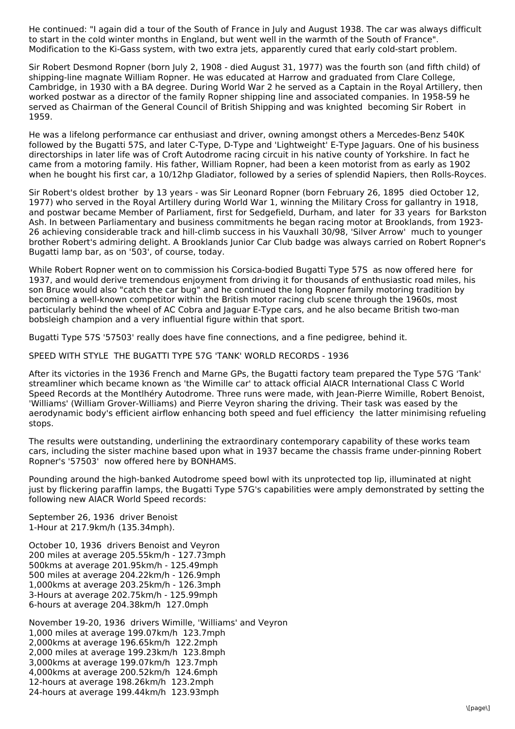He continued: "I again did a tour of the South of France in July and August 1938. The car was always difficult to start in the cold winter months in England, but went well in the warmth of the South of France". Modification to the Ki-Gass system, with two extra jets, apparently cured that early cold-start problem.

Sir Robert Desmond Ropner (born July 2, 1908 - died August 31, 1977) was the fourth son (and fifth child) of shipping-line magnate William Ropner. He was educated at Harrow and graduated from Clare College, Cambridge, in 1930 with a BA degree. During World War 2 he served as a Captain in the Royal Artillery, then worked postwar as a director of the family Ropner shipping line and associated companies. In 1958-59 he served as Chairman of the General Council of British Shipping and was knighted becoming Sir Robert in 1959.

He was a lifelong performance car enthusiast and driver, owning amongst others a Mercedes-Benz 540K followed by the Bugatti 57S, and later C-Type, D-Type and 'Lightweight' E-Type Jaguars. One of his business directorships in later life was of Croft Autodrome racing circuit in his native county of Yorkshire. In fact he came from a motoring family. His father, William Ropner, had been a keen motorist from as early as 1902 when he bought his first car, a 10/12hp Gladiator, followed by a series of splendid Napiers, then Rolls-Royces.

Sir Robert's oldest brother by 13 years - was Sir Leonard Ropner (born February 26, 1895 died October 12, 1977) who served in the Royal Artillery during World War 1, winning the Military Cross for gallantry in 1918, and postwar became Member of Parliament, first for Sedgefield, Durham, and later for 33 years for Barkston Ash. In between Parliamentary and business commitments he began racing motor at Brooklands, from 1923-26 achieving considerable track and hill-climb success in his Vauxhall 30/98, 'Silver Arrow' much to younger brother Robert's admiring delight. A Brooklands Junior Car Club badge was always carried on Robert Ropner's Bugatti lamp bar, as on '503', of course, today.

While Robert Ropner went on to commission his Corsica-bodied Bugatti Type 57S as now offered here for 1937, and would derive tremendous enjoyment from driving it for thousands of enthusiastic road miles, his son Bruce would also "catch the car bug" and he continued the long Ropner family motoring tradition by becoming a well-known competitor within the British motor racing club scene through the 1960s, most particularly behind the wheel of AC Cobra and Jaguar E-Type cars, and he also became British two-man bobsleigh champion and a very influential figure within that sport.

Bugatti Type 57S '57503' really does have fine connections, and a fine pedigree, behind it.

SPEED WITH STYLE THE BUGATTI TYPE 57G 'TANK' WORLD RECORDS - 1936

After its victories in the 1936 French and Marne GPs, the Bugatti factory team prepared the Type 57G 'Tank' streamliner which became known as 'the Wimille car' to attack official AIACR International Class C World Speed Records at the Montlhéry Autodrome. Three runs were made, with Jean-Pierre Wimille, Robert Benoist, 'Williams' (William Grover-Williams) and Pierre Veyron sharing the driving. Their task was eased by the aerodynamic body's efficient airflow enhancing both speed and fuel efficiency the latter minimising refueling stops.

The results were outstanding, underlining the extraordinary contemporary capability of these works team cars, including the sister machine based upon what in 1937 became the chassis frame under-pinning Robert Ropner's '57503' now offered here by BONHAMS.

Pounding around the high-banked Autodrome speed bowl with its unprotected top lip, illuminated at night just by flickering paraffin lamps, the Bugatti Type 57G's capabilities were amply demonstrated by setting the following new AIACR World Speed records:

September 26, 1936 driver Benoist
1-Hour at 217.9km/h (135.34mph).

October 10, 1936 drivers Benoist and Veyron
200 miles at average 205.55km/h - 127.73mph
500kms at average 201.95km/h - 125.49mph
500 miles at average 204.22km/h - 126.9mph
1,000kms at average 203.25km/h - 126.3mph
3-Hours at average 202.75km/h - 125.99mph
6-hours at average 204.38km/h 127.0mph

November 19-20, 1936 drivers Wimille, 'Williams' and Veyron
1,000 miles at average 199.07km/h 123.7mph
2,000kms at average 196.65km/h 122.2mph
2,000 miles at average 199.23km/h 123.8mph
3,000kms at average 199.07km/h 123.7mph
4,000kms at average 200.52km/h 124.6mph
12-hours at average 198.26km/h 123.2mph
24-hours at average 199.44km/h 123.93mph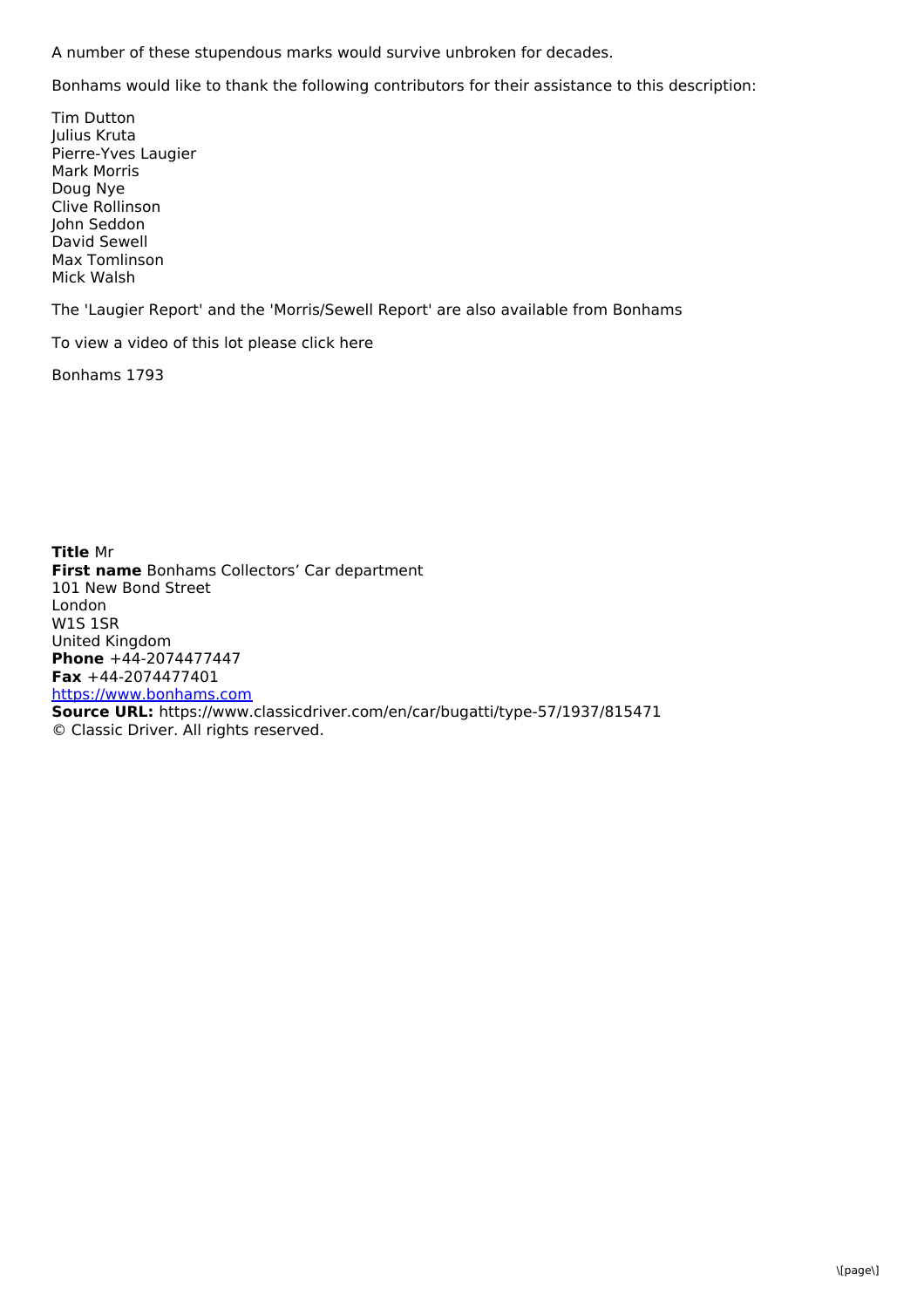A number of these stupendous marks would survive unbroken for decades.

Bonhams would like to thank the following contributors for their assistance to this description:

Tim Dutton
Julius Kruta
Pierre-Yves Laugier
Mark Morris
Doug Nye
Clive Rollinson
John Seddon
David Sewell
Max Tomlinson
Mick Walsh

The 'Laugier Report' and the 'Morris/Sewell Report' are also available from Bonhams

To view a video of this lot please click here

Bonhams 1793

**Title** Mr
**First name** Bonhams Collectors' Car department
101 New Bond Street
London
W1S 1SR
United Kingdom
**Phone** +44-2074477447
**Fax** +44-2074477401
https://www.bonhams.com
**Source URL:** https://www.classicdriver.com/en/car/bugatti/type-57/1937/815471
© Classic Driver. All rights reserved.